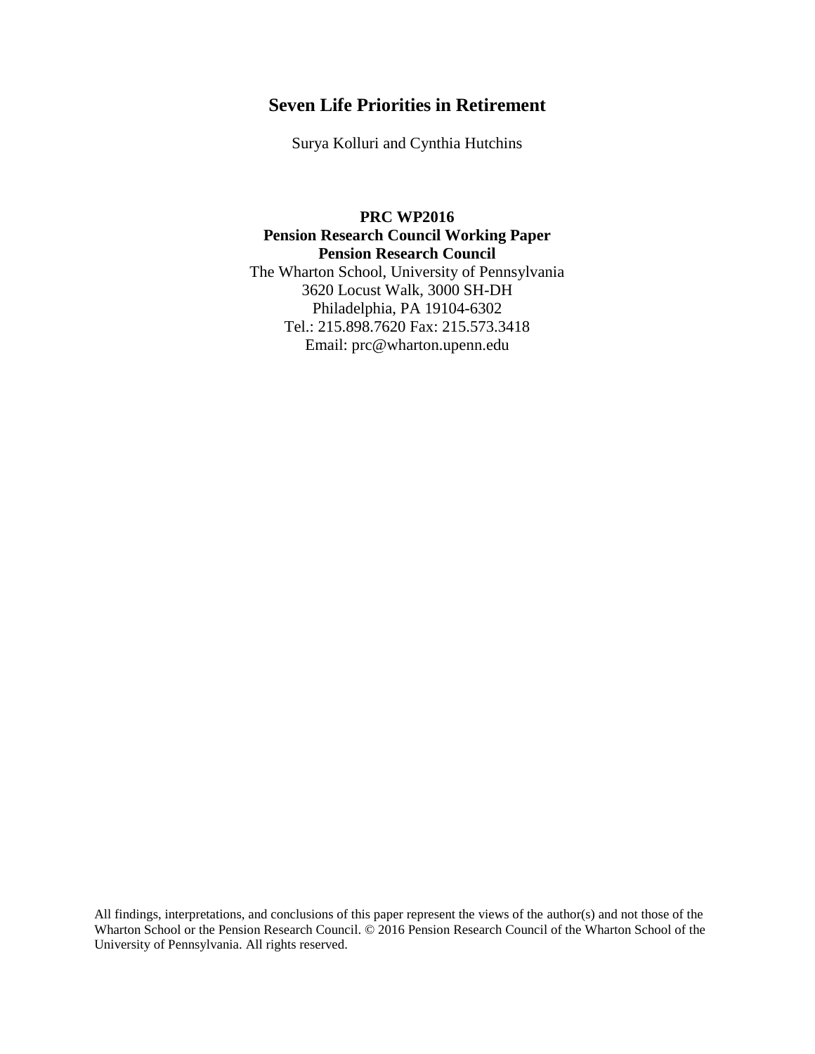# Seven Life Priorities in Retirement

Surya Kolluri and Cynthia Hutchins

**PRC WP2016**
**Pension Research Council Working Paper**
**Pension Research Council**
The Wharton School, University of Pennsylvania
3620 Locust Walk, 3000 SH-DH
Philadelphia, PA 19104-6302
Tel.: 215.898.7620 Fax: 215.573.3418
Email: prc@wharton.upenn.edu

All findings, interpretations, and conclusions of this paper represent the views of the author(s) and not those of the Wharton School or the Pension Research Council. © 2016 Pension Research Council of the Wharton School of the University of Pennsylvania. All rights reserved.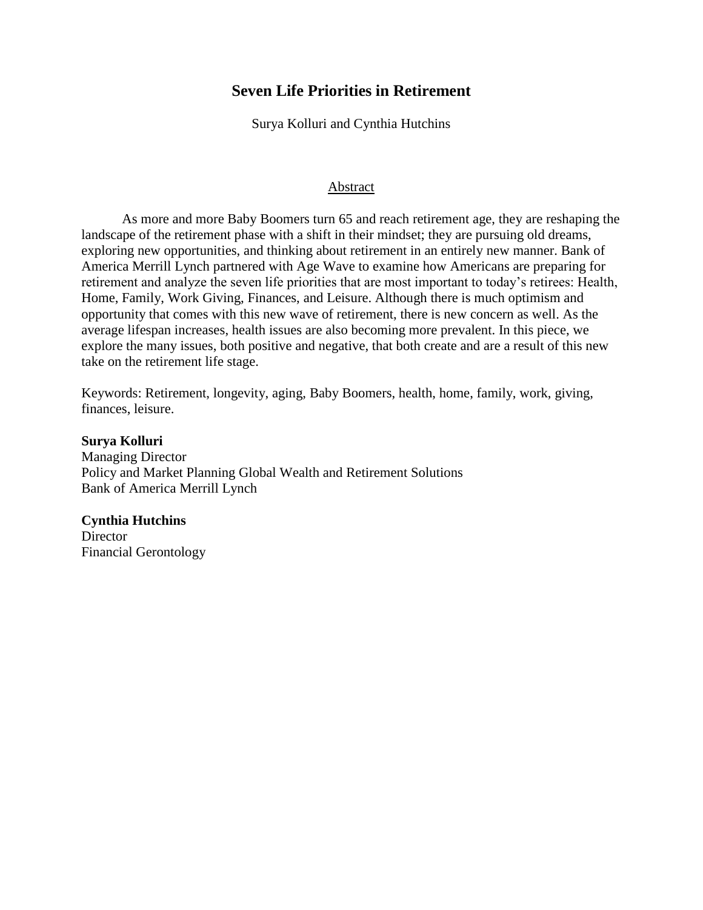# Seven Life Priorities in Retirement

Surya Kolluri and Cynthia Hutchins

## Abstract

As more and more Baby Boomers turn 65 and reach retirement age, they are reshaping the landscape of the retirement phase with a shift in their mindset; they are pursuing old dreams, exploring new opportunities, and thinking about retirement in an entirely new manner. Bank of America Merrill Lynch partnered with Age Wave to examine how Americans are preparing for retirement and analyze the seven life priorities that are most important to today's retirees: Health, Home, Family, Work Giving, Finances, and Leisure. Although there is much optimism and opportunity that comes with this new wave of retirement, there is new concern as well. As the average lifespan increases, health issues are also becoming more prevalent. In this piece, we explore the many issues, both positive and negative, that both create and are a result of this new take on the retirement life stage.

Keywords: Retirement, longevity, aging, Baby Boomers, health, home, family, work, giving, finances, leisure.

**Surya Kolluri**
Managing Director
Policy and Market Planning Global Wealth and Retirement Solutions
Bank of America Merrill Lynch

**Cynthia Hutchins**
Director
Financial Gerontology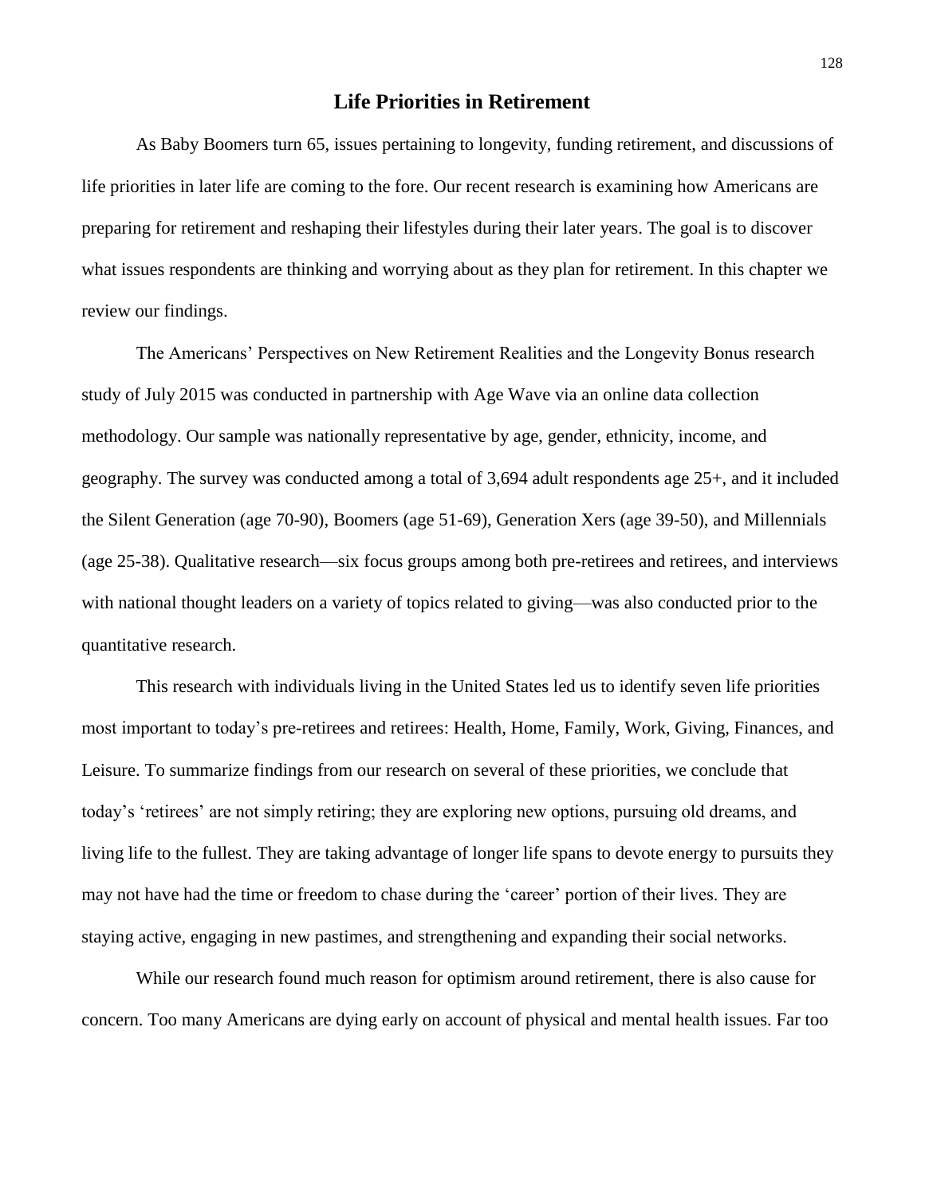# Life Priorities in Retirement

As Baby Boomers turn 65, issues pertaining to longevity, funding retirement, and discussions of life priorities in later life are coming to the fore. Our recent research is examining how Americans are preparing for retirement and reshaping their lifestyles during their later years. The goal is to discover what issues respondents are thinking and worrying about as they plan for retirement. In this chapter we review our findings.

The Americans' Perspectives on New Retirement Realities and the Longevity Bonus research study of July 2015 was conducted in partnership with Age Wave via an online data collection methodology. Our sample was nationally representative by age, gender, ethnicity, income, and geography. The survey was conducted among a total of 3,694 adult respondents age 25+, and it included the Silent Generation (age 70-90), Boomers (age 51-69), Generation Xers (age 39-50), and Millennials (age 25-38). Qualitative research—six focus groups among both pre-retirees and retirees, and interviews with national thought leaders on a variety of topics related to giving—was also conducted prior to the quantitative research.

This research with individuals living in the United States led us to identify seven life priorities most important to today's pre-retirees and retirees: Health, Home, Family, Work, Giving, Finances, and Leisure. To summarize findings from our research on several of these priorities, we conclude that today's 'retirees' are not simply retiring; they are exploring new options, pursuing old dreams, and living life to the fullest. They are taking advantage of longer life spans to devote energy to pursuits they may not have had the time or freedom to chase during the 'career' portion of their lives. They are staying active, engaging in new pastimes, and strengthening and expanding their social networks.

While our research found much reason for optimism around retirement, there is also cause for concern. Too many Americans are dying early on account of physical and mental health issues. Far too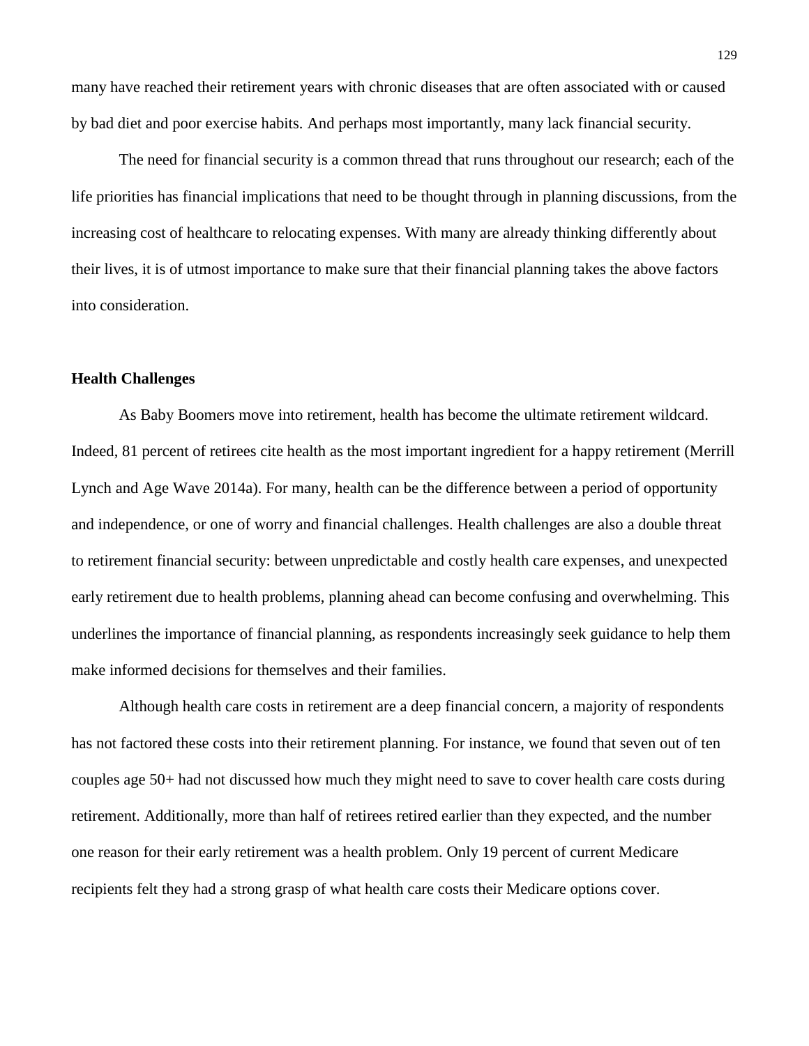many have reached their retirement years with chronic diseases that are often associated with or caused by bad diet and poor exercise habits. And perhaps most importantly, many lack financial security.

The need for financial security is a common thread that runs throughout our research; each of the life priorities has financial implications that need to be thought through in planning discussions, from the increasing cost of healthcare to relocating expenses. With many are already thinking differently about their lives, it is of utmost importance to make sure that their financial planning takes the above factors into consideration.

**Health Challenges**

As Baby Boomers move into retirement, health has become the ultimate retirement wildcard. Indeed, 81 percent of retirees cite health as the most important ingredient for a happy retirement (Merrill Lynch and Age Wave 2014a). For many, health can be the difference between a period of opportunity and independence, or one of worry and financial challenges. Health challenges are also a double threat to retirement financial security: between unpredictable and costly health care expenses, and unexpected early retirement due to health problems, planning ahead can become confusing and overwhelming. This underlines the importance of financial planning, as respondents increasingly seek guidance to help them make informed decisions for themselves and their families.

Although health care costs in retirement are a deep financial concern, a majority of respondents has not factored these costs into their retirement planning. For instance, we found that seven out of ten couples age 50+ had not discussed how much they might need to save to cover health care costs during retirement. Additionally, more than half of retirees retired earlier than they expected, and the number one reason for their early retirement was a health problem. Only 19 percent of current Medicare recipients felt they had a strong grasp of what health care costs their Medicare options cover.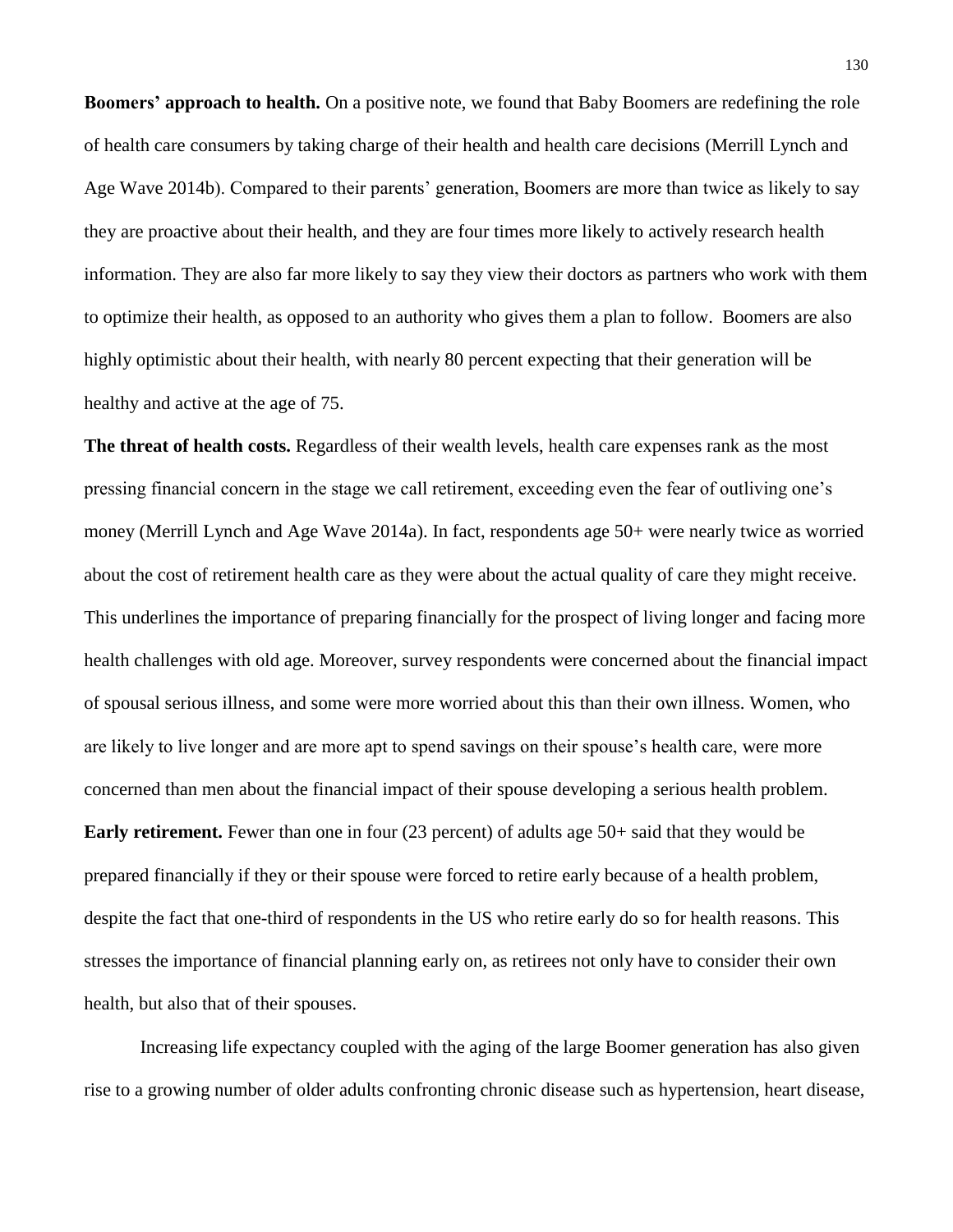**Boomers' approach to health.** On a positive note, we found that Baby Boomers are redefining the role of health care consumers by taking charge of their health and health care decisions (Merrill Lynch and Age Wave 2014b). Compared to their parents' generation, Boomers are more than twice as likely to say they are proactive about their health, and they are four times more likely to actively research health information. They are also far more likely to say they view their doctors as partners who work with them to optimize their health, as opposed to an authority who gives them a plan to follow. Boomers are also highly optimistic about their health, with nearly 80 percent expecting that their generation will be healthy and active at the age of 75.

**The threat of health costs.** Regardless of their wealth levels, health care expenses rank as the most pressing financial concern in the stage we call retirement, exceeding even the fear of outliving one's money (Merrill Lynch and Age Wave 2014a). In fact, respondents age 50+ were nearly twice as worried about the cost of retirement health care as they were about the actual quality of care they might receive. This underlines the importance of preparing financially for the prospect of living longer and facing more health challenges with old age. Moreover, survey respondents were concerned about the financial impact of spousal serious illness, and some were more worried about this than their own illness. Women, who are likely to live longer and are more apt to spend savings on their spouse's health care, were more concerned than men about the financial impact of their spouse developing a serious health problem.

**Early retirement.** Fewer than one in four (23 percent) of adults age 50+ said that they would be prepared financially if they or their spouse were forced to retire early because of a health problem, despite the fact that one-third of respondents in the US who retire early do so for health reasons. This stresses the importance of financial planning early on, as retirees not only have to consider their own health, but also that of their spouses.

Increasing life expectancy coupled with the aging of the large Boomer generation has also given rise to a growing number of older adults confronting chronic disease such as hypertension, heart disease,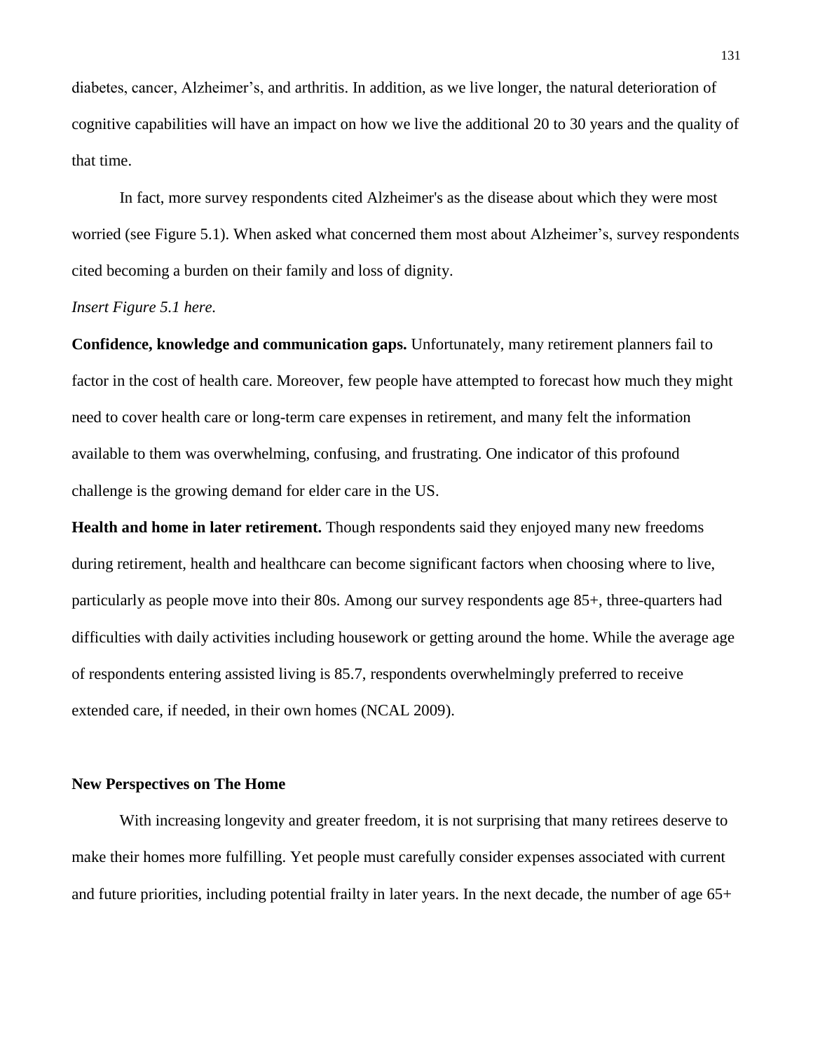diabetes, cancer, Alzheimer's, and arthritis. In addition, as we live longer, the natural deterioration of cognitive capabilities will have an impact on how we live the additional 20 to 30 years and the quality of that time.

In fact, more survey respondents cited Alzheimer's as the disease about which they were most worried (see Figure 5.1). When asked what concerned them most about Alzheimer's, survey respondents cited becoming a burden on their family and loss of dignity.

*Insert Figure 5.1 here.*

**Confidence, knowledge and communication gaps.** Unfortunately, many retirement planners fail to factor in the cost of health care. Moreover, few people have attempted to forecast how much they might need to cover health care or long-term care expenses in retirement, and many felt the information available to them was overwhelming, confusing, and frustrating. One indicator of this profound challenge is the growing demand for elder care in the US.

**Health and home in later retirement.** Though respondents said they enjoyed many new freedoms during retirement, health and healthcare can become significant factors when choosing where to live, particularly as people move into their 80s. Among our survey respondents age 85+, three-quarters had difficulties with daily activities including housework or getting around the home. While the average age of respondents entering assisted living is 85.7, respondents overwhelmingly preferred to receive extended care, if needed, in their own homes (NCAL 2009).

### New Perspectives on The Home

With increasing longevity and greater freedom, it is not surprising that many retirees deserve to make their homes more fulfilling. Yet people must carefully consider expenses associated with current and future priorities, including potential frailty in later years. In the next decade, the number of age 65+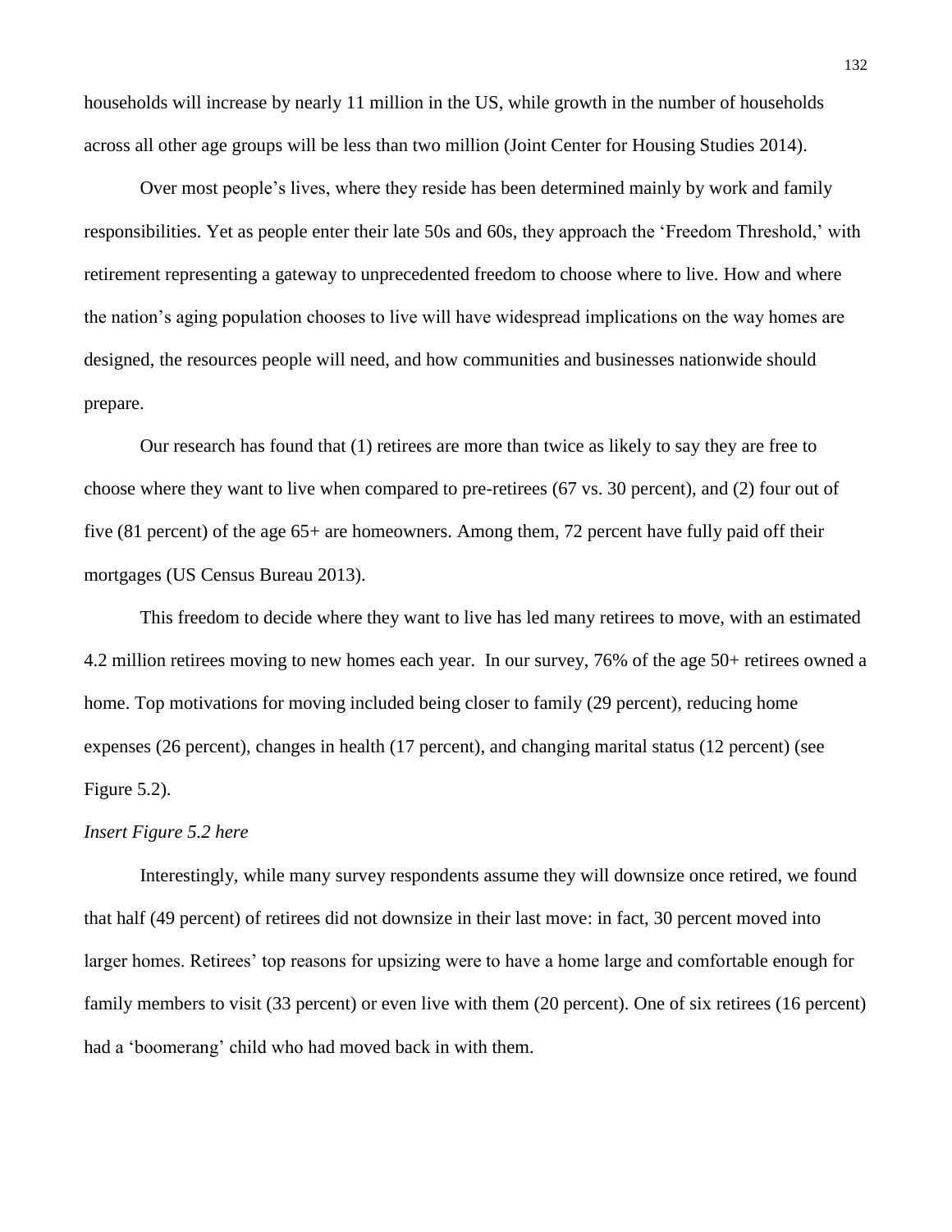households will increase by nearly 11 million in the US, while growth in the number of households across all other age groups will be less than two million (Joint Center for Housing Studies 2014).

Over most people's lives, where they reside has been determined mainly by work and family responsibilities. Yet as people enter their late 50s and 60s, they approach the 'Freedom Threshold,' with retirement representing a gateway to unprecedented freedom to choose where to live. How and where the nation's aging population chooses to live will have widespread implications on the way homes are designed, the resources people will need, and how communities and businesses nationwide should prepare.

Our research has found that (1) retirees are more than twice as likely to say they are free to choose where they want to live when compared to pre-retirees (67 vs. 30 percent), and (2) four out of five (81 percent) of the age 65+ are homeowners. Among them, 72 percent have fully paid off their mortgages (US Census Bureau 2013).

This freedom to decide where they want to live has led many retirees to move, with an estimated 4.2 million retirees moving to new homes each year. In our survey, 76% of the age 50+ retirees owned a home. Top motivations for moving included being closer to family (29 percent), reducing home expenses (26 percent), changes in health (17 percent), and changing marital status (12 percent) (see Figure 5.2).

*Insert Figure 5.2 here*

Interestingly, while many survey respondents assume they will downsize once retired, we found that half (49 percent) of retirees did not downsize in their last move: in fact, 30 percent moved into larger homes. Retirees' top reasons for upsizing were to have a home large and comfortable enough for family members to visit (33 percent) or even live with them (20 percent). One of six retirees (16 percent) had a 'boomerang' child who had moved back in with them.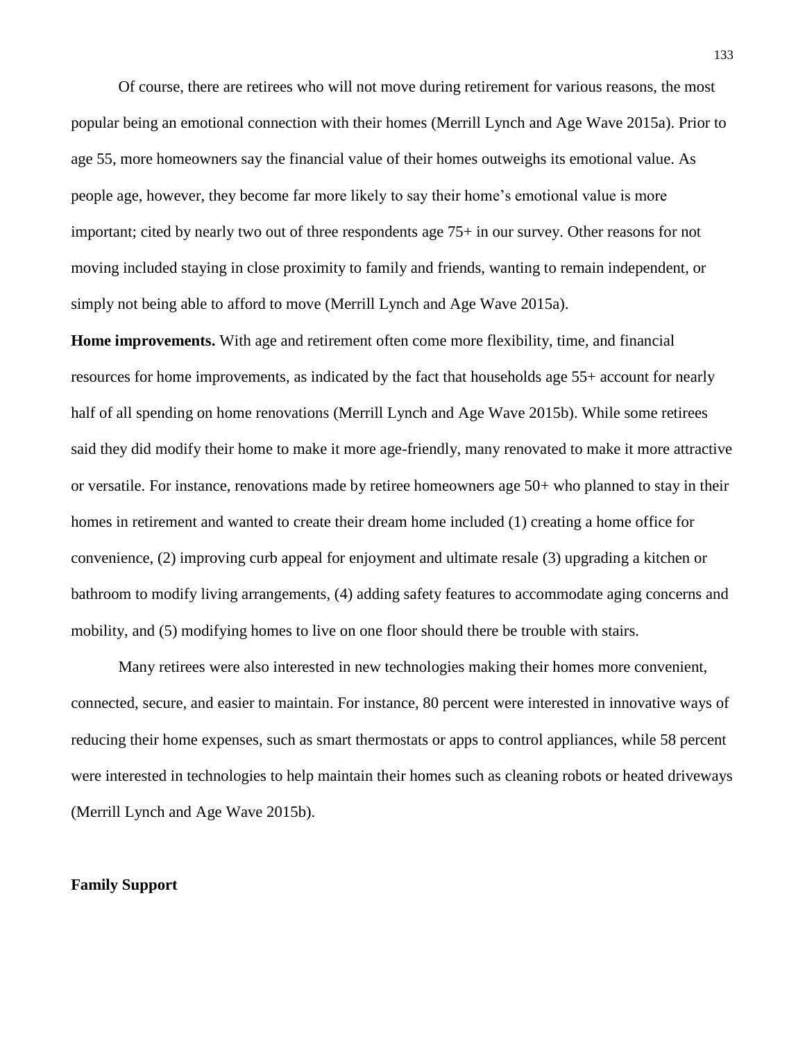Of course, there are retirees who will not move during retirement for various reasons, the most popular being an emotional connection with their homes (Merrill Lynch and Age Wave 2015a). Prior to age 55, more homeowners say the financial value of their homes outweighs its emotional value. As people age, however, they become far more likely to say their home's emotional value is more important; cited by nearly two out of three respondents age 75+ in our survey. Other reasons for not moving included staying in close proximity to family and friends, wanting to remain independent, or simply not being able to afford to move (Merrill Lynch and Age Wave 2015a).

**Home improvements.** With age and retirement often come more flexibility, time, and financial resources for home improvements, as indicated by the fact that households age 55+ account for nearly half of all spending on home renovations (Merrill Lynch and Age Wave 2015b). While some retirees said they did modify their home to make it more age-friendly, many renovated to make it more attractive or versatile. For instance, renovations made by retiree homeowners age 50+ who planned to stay in their homes in retirement and wanted to create their dream home included (1) creating a home office for convenience, (2) improving curb appeal for enjoyment and ultimate resale (3) upgrading a kitchen or bathroom to modify living arrangements, (4) adding safety features to accommodate aging concerns and mobility, and (5) modifying homes to live on one floor should there be trouble with stairs.

Many retirees were also interested in new technologies making their homes more convenient, connected, secure, and easier to maintain. For instance, 80 percent were interested in innovative ways of reducing their home expenses, such as smart thermostats or apps to control appliances, while 58 percent were interested in technologies to help maintain their homes such as cleaning robots or heated driveways (Merrill Lynch and Age Wave 2015b).

## Family Support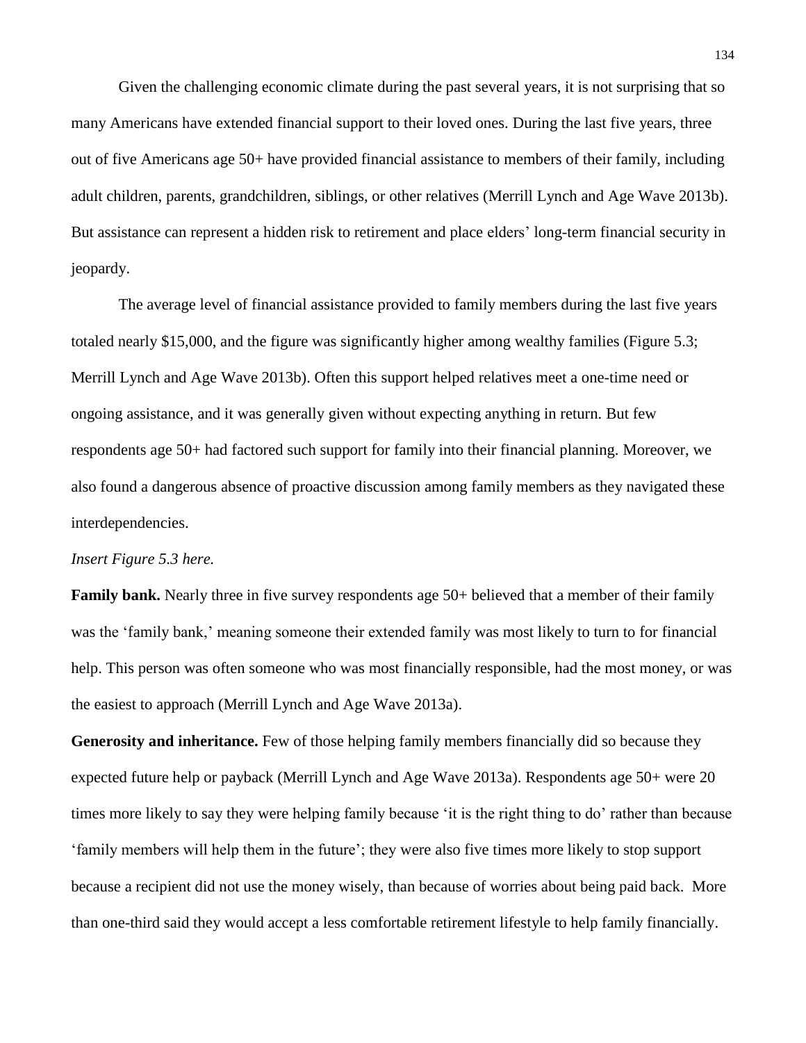Given the challenging economic climate during the past several years, it is not surprising that so many Americans have extended financial support to their loved ones. During the last five years, three out of five Americans age 50+ have provided financial assistance to members of their family, including adult children, parents, grandchildren, siblings, or other relatives (Merrill Lynch and Age Wave 2013b). But assistance can represent a hidden risk to retirement and place elders' long-term financial security in jeopardy.

The average level of financial assistance provided to family members during the last five years totaled nearly $15,000, and the figure was significantly higher among wealthy families (Figure 5.3; Merrill Lynch and Age Wave 2013b). Often this support helped relatives meet a one-time need or ongoing assistance, and it was generally given without expecting anything in return. But few respondents age 50+ had factored such support for family into their financial planning. Moreover, we also found a dangerous absence of proactive discussion among family members as they navigated these interdependencies.

*Insert Figure 5.3 here.*

**Family bank.** Nearly three in five survey respondents age 50+ believed that a member of their family was the 'family bank,' meaning someone their extended family was most likely to turn to for financial help. This person was often someone who was most financially responsible, had the most money, or was the easiest to approach (Merrill Lynch and Age Wave 2013a).

**Generosity and inheritance.** Few of those helping family members financially did so because they expected future help or payback (Merrill Lynch and Age Wave 2013a). Respondents age 50+ were 20 times more likely to say they were helping family because 'it is the right thing to do' rather than because 'family members will help them in the future'; they were also five times more likely to stop support because a recipient did not use the money wisely, than because of worries about being paid back. More than one-third said they would accept a less comfortable retirement lifestyle to help family financially.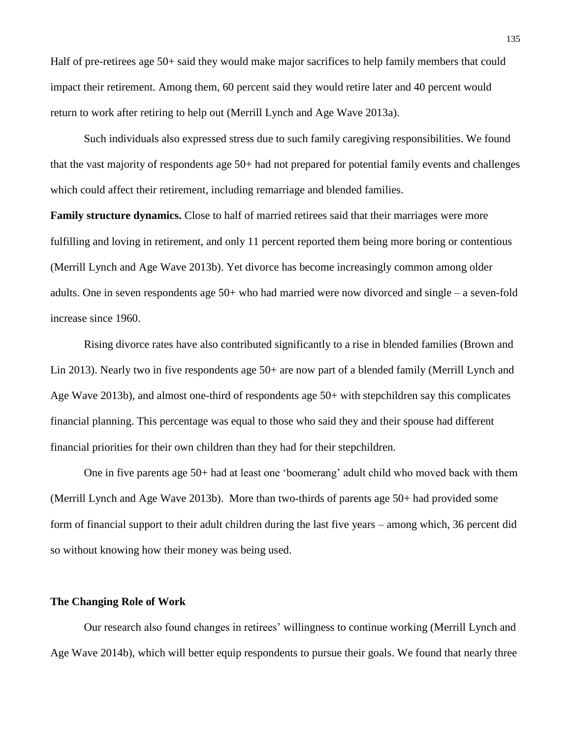Half of pre-retirees age 50+ said they would make major sacrifices to help family members that could impact their retirement. Among them, 60 percent said they would retire later and 40 percent would return to work after retiring to help out (Merrill Lynch and Age Wave 2013a).

Such individuals also expressed stress due to such family caregiving responsibilities. We found that the vast majority of respondents age 50+ had not prepared for potential family events and challenges which could affect their retirement, including remarriage and blended families.

**Family structure dynamics.** Close to half of married retirees said that their marriages were more fulfilling and loving in retirement, and only 11 percent reported them being more boring or contentious (Merrill Lynch and Age Wave 2013b). Yet divorce has become increasingly common among older adults. One in seven respondents age 50+ who had married were now divorced and single – a seven-fold increase since 1960.

Rising divorce rates have also contributed significantly to a rise in blended families (Brown and Lin 2013). Nearly two in five respondents age 50+ are now part of a blended family (Merrill Lynch and Age Wave 2013b), and almost one-third of respondents age 50+ with stepchildren say this complicates financial planning. This percentage was equal to those who said they and their spouse had different financial priorities for their own children than they had for their stepchildren.

One in five parents age 50+ had at least one 'boomerang' adult child who moved back with them (Merrill Lynch and Age Wave 2013b). More than two-thirds of parents age 50+ had provided some form of financial support to their adult children during the last five years – among which, 36 percent did so without knowing how their money was being used.

### The Changing Role of Work

Our research also found changes in retirees' willingness to continue working (Merrill Lynch and Age Wave 2014b), which will better equip respondents to pursue their goals. We found that nearly three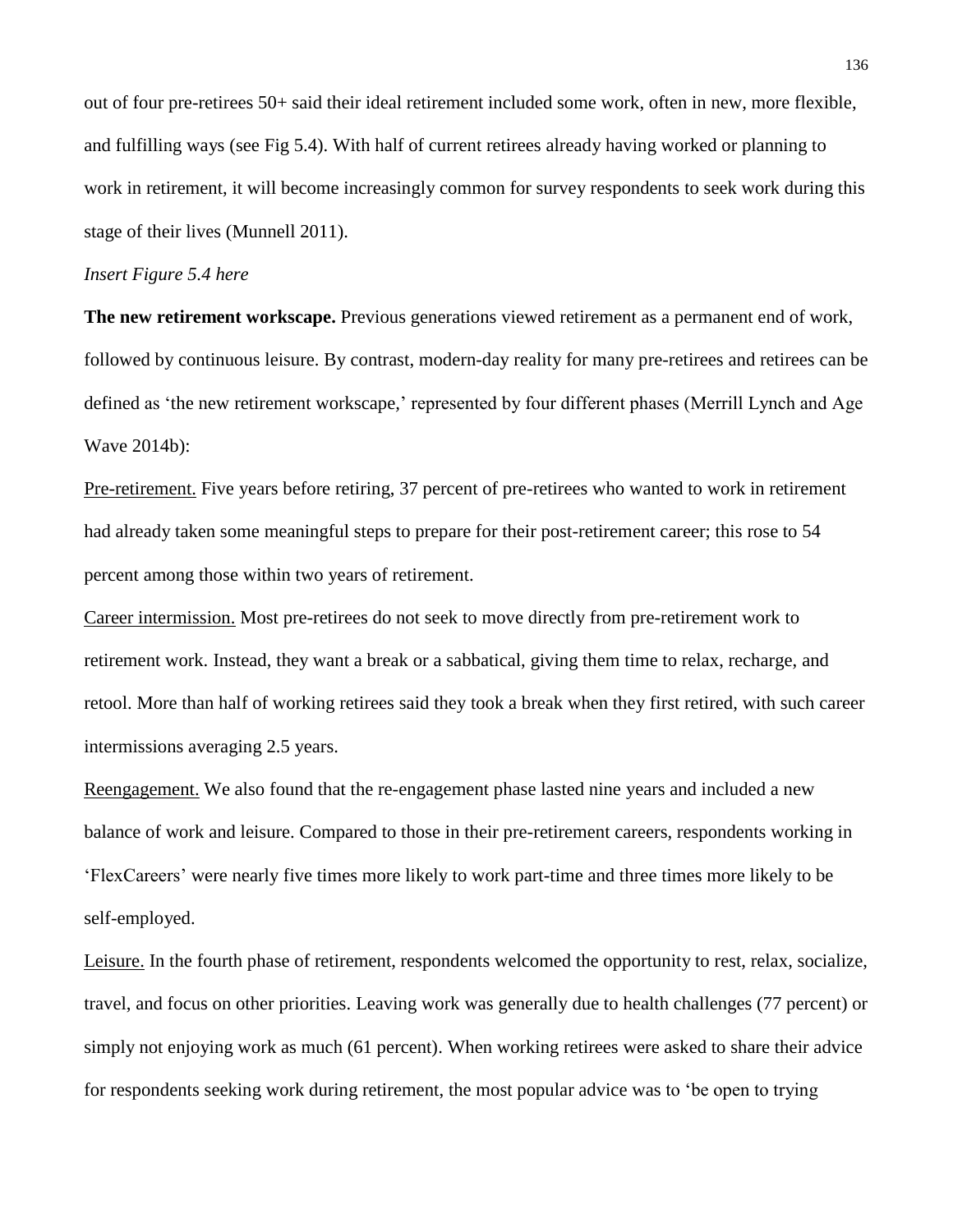out of four pre-retirees 50+ said their ideal retirement included some work, often in new, more flexible, and fulfilling ways (see Fig 5.4). With half of current retirees already having worked or planning to work in retirement, it will become increasingly common for survey respondents to seek work during this stage of their lives (Munnell 2011).

*Insert Figure 5.4 here*

**The new retirement workscape.** Previous generations viewed retirement as a permanent end of work, followed by continuous leisure. By contrast, modern-day reality for many pre-retirees and retirees can be defined as 'the new retirement workscape,' represented by four different phases (Merrill Lynch and Age Wave 2014b):

<u>Pre-retirement.</u> Five years before retiring, 37 percent of pre-retirees who wanted to work in retirement had already taken some meaningful steps to prepare for their post-retirement career; this rose to 54 percent among those within two years of retirement.

<u>Career intermission.</u> Most pre-retirees do not seek to move directly from pre-retirement work to retirement work. Instead, they want a break or a sabbatical, giving them time to relax, recharge, and retool. More than half of working retirees said they took a break when they first retired, with such career intermissions averaging 2.5 years.

<u>Reengagement.</u> We also found that the re-engagement phase lasted nine years and included a new balance of work and leisure. Compared to those in their pre-retirement careers, respondents working in 'FlexCareers' were nearly five times more likely to work part-time and three times more likely to be self-employed.

<u>Leisure.</u> In the fourth phase of retirement, respondents welcomed the opportunity to rest, relax, socialize, travel, and focus on other priorities. Leaving work was generally due to health challenges (77 percent) or simply not enjoying work as much (61 percent). When working retirees were asked to share their advice for respondents seeking work during retirement, the most popular advice was to 'be open to trying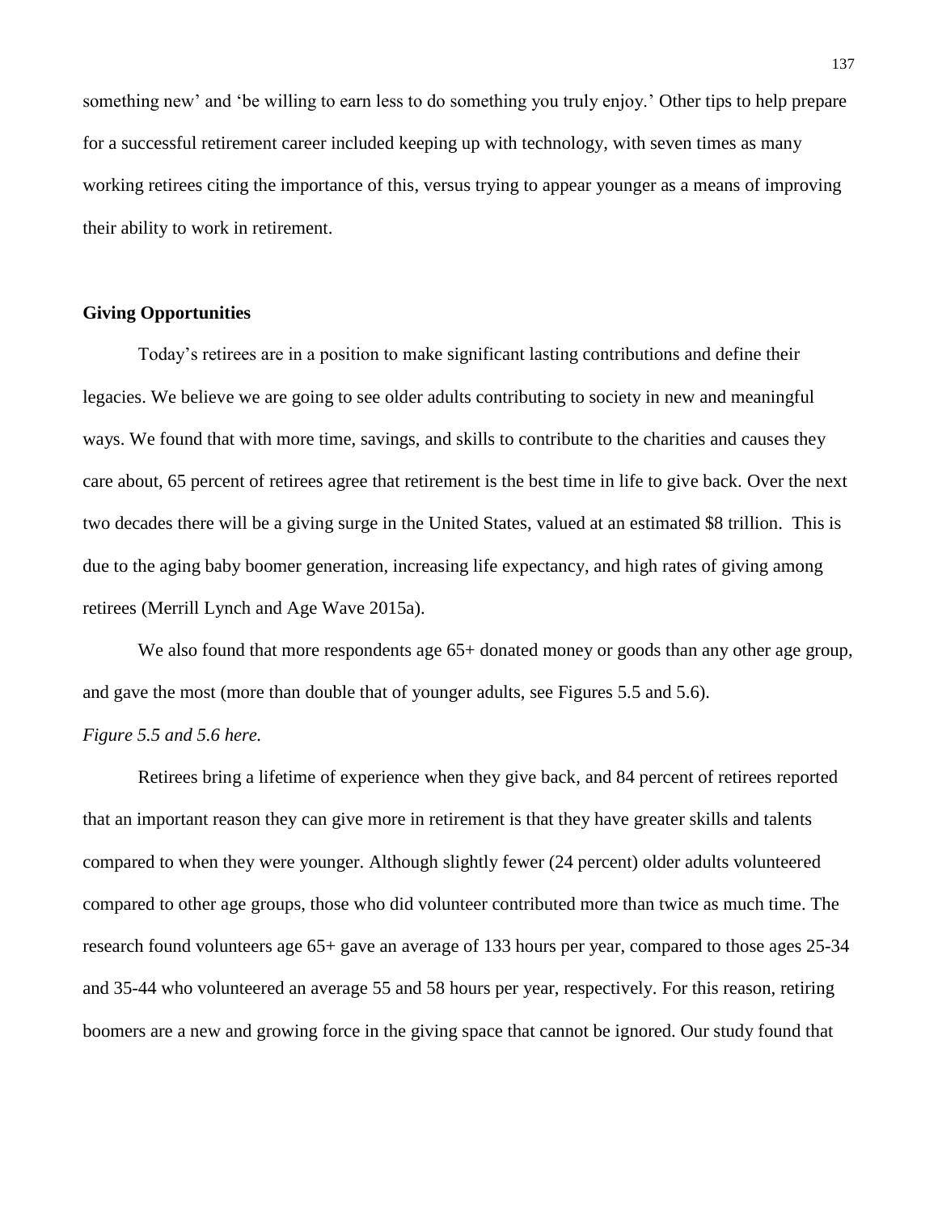something new' and 'be willing to earn less to do something you truly enjoy.' Other tips to help prepare for a successful retirement career included keeping up with technology, with seven times as many working retirees citing the importance of this, versus trying to appear younger as a means of improving their ability to work in retirement.

**Giving Opportunities**

Today's retirees are in a position to make significant lasting contributions and define their legacies. We believe we are going to see older adults contributing to society in new and meaningful ways. We found that with more time, savings, and skills to contribute to the charities and causes they care about, 65 percent of retirees agree that retirement is the best time in life to give back. Over the next two decades there will be a giving surge in the United States, valued at an estimated \$8 trillion. This is due to the aging baby boomer generation, increasing life expectancy, and high rates of giving among retirees (Merrill Lynch and Age Wave 2015a).

We also found that more respondents age 65+ donated money or goods than any other age group, and gave the most (more than double that of younger adults, see Figures 5.5 and 5.6).

*Figure 5.5 and 5.6 here.*

Retirees bring a lifetime of experience when they give back, and 84 percent of retirees reported that an important reason they can give more in retirement is that they have greater skills and talents compared to when they were younger. Although slightly fewer (24 percent) older adults volunteered compared to other age groups, those who did volunteer contributed more than twice as much time. The research found volunteers age 65+ gave an average of 133 hours per year, compared to those ages 25-34 and 35-44 who volunteered an average 55 and 58 hours per year, respectively. For this reason, retiring boomers are a new and growing force in the giving space that cannot be ignored. Our study found that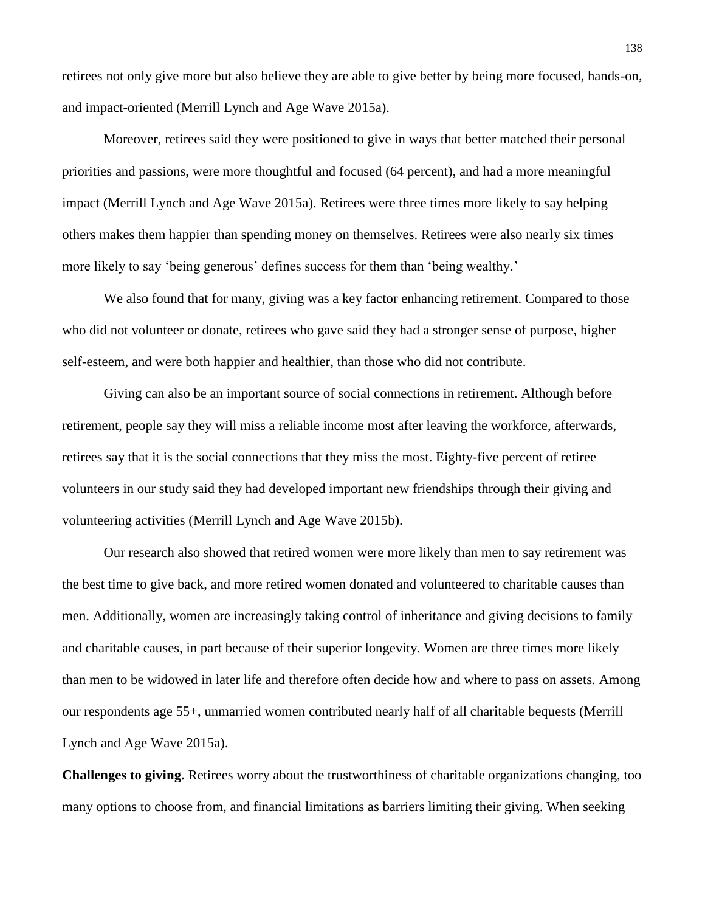retirees not only give more but also believe they are able to give better by being more focused, hands-on, and impact-oriented (Merrill Lynch and Age Wave 2015a).

Moreover, retirees said they were positioned to give in ways that better matched their personal priorities and passions, were more thoughtful and focused (64 percent), and had a more meaningful impact (Merrill Lynch and Age Wave 2015a). Retirees were three times more likely to say helping others makes them happier than spending money on themselves. Retirees were also nearly six times more likely to say 'being generous' defines success for them than 'being wealthy.'

We also found that for many, giving was a key factor enhancing retirement. Compared to those who did not volunteer or donate, retirees who gave said they had a stronger sense of purpose, higher self-esteem, and were both happier and healthier, than those who did not contribute.

Giving can also be an important source of social connections in retirement. Although before retirement, people say they will miss a reliable income most after leaving the workforce, afterwards, retirees say that it is the social connections that they miss the most. Eighty-five percent of retiree volunteers in our study said they had developed important new friendships through their giving and volunteering activities (Merrill Lynch and Age Wave 2015b).

Our research also showed that retired women were more likely than men to say retirement was the best time to give back, and more retired women donated and volunteered to charitable causes than men. Additionally, women are increasingly taking control of inheritance and giving decisions to family and charitable causes, in part because of their superior longevity. Women are three times more likely than men to be widowed in later life and therefore often decide how and where to pass on assets. Among our respondents age 55+, unmarried women contributed nearly half of all charitable bequests (Merrill Lynch and Age Wave 2015a).

**Challenges to giving.** Retirees worry about the trustworthiness of charitable organizations changing, too many options to choose from, and financial limitations as barriers limiting their giving. When seeking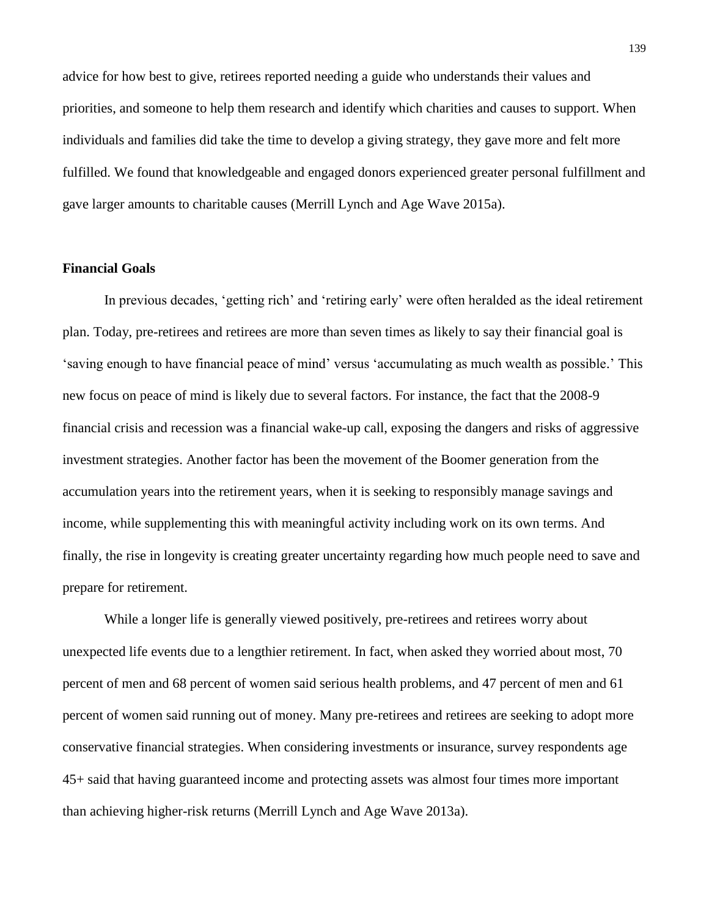advice for how best to give, retirees reported needing a guide who understands their values and priorities, and someone to help them research and identify which charities and causes to support. When individuals and families did take the time to develop a giving strategy, they gave more and felt more fulfilled. We found that knowledgeable and engaged donors experienced greater personal fulfillment and gave larger amounts to charitable causes (Merrill Lynch and Age Wave 2015a).

**Financial Goals**

In previous decades, 'getting rich' and 'retiring early' were often heralded as the ideal retirement plan. Today, pre-retirees and retirees are more than seven times as likely to say their financial goal is 'saving enough to have financial peace of mind' versus 'accumulating as much wealth as possible.' This new focus on peace of mind is likely due to several factors. For instance, the fact that the 2008-9 financial crisis and recession was a financial wake-up call, exposing the dangers and risks of aggressive investment strategies. Another factor has been the movement of the Boomer generation from the accumulation years into the retirement years, when it is seeking to responsibly manage savings and income, while supplementing this with meaningful activity including work on its own terms. And finally, the rise in longevity is creating greater uncertainty regarding how much people need to save and prepare for retirement.

While a longer life is generally viewed positively, pre-retirees and retirees worry about unexpected life events due to a lengthier retirement. In fact, when asked they worried about most, 70 percent of men and 68 percent of women said serious health problems, and 47 percent of men and 61 percent of women said running out of money. Many pre-retirees and retirees are seeking to adopt more conservative financial strategies. When considering investments or insurance, survey respondents age 45+ said that having guaranteed income and protecting assets was almost four times more important than achieving higher-risk returns (Merrill Lynch and Age Wave 2013a).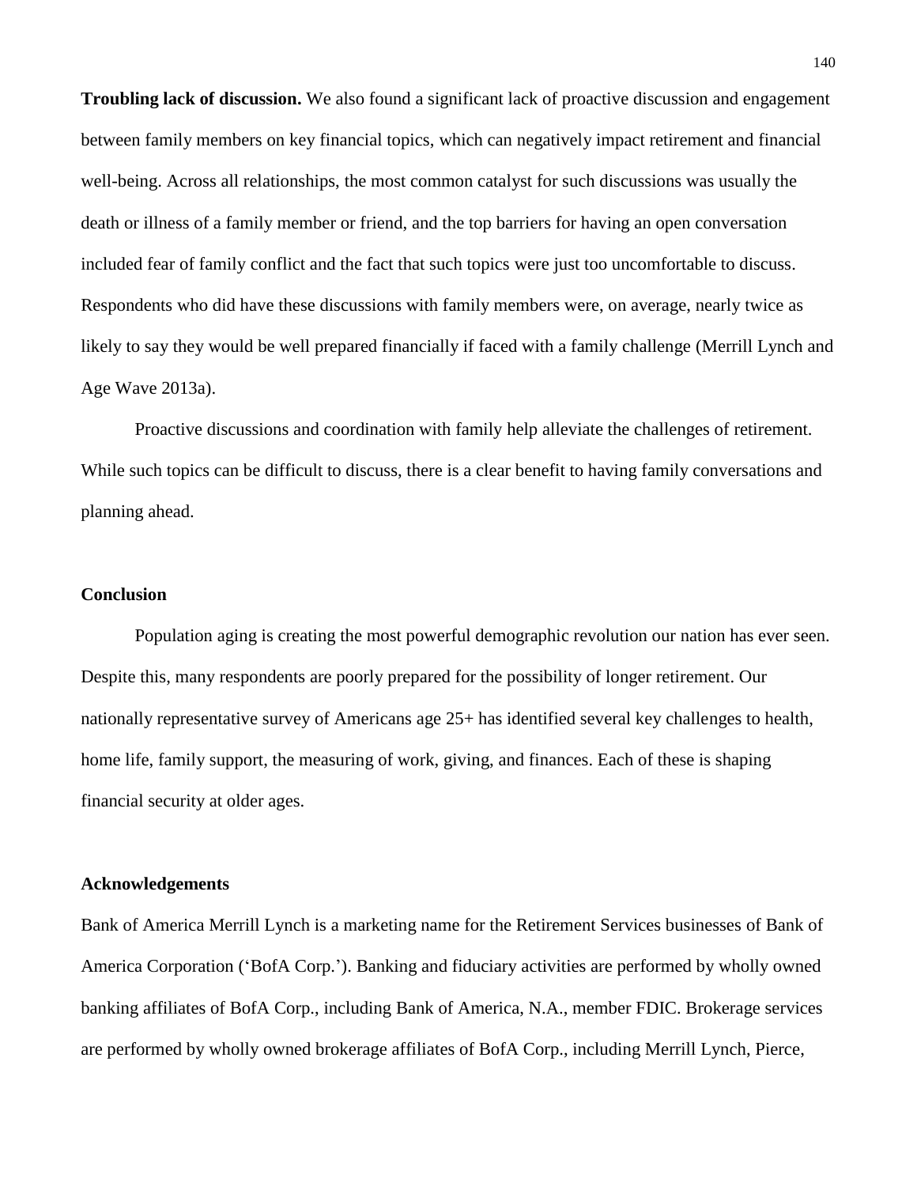**Troubling lack of discussion.** We also found a significant lack of proactive discussion and engagement between family members on key financial topics, which can negatively impact retirement and financial well-being. Across all relationships, the most common catalyst for such discussions was usually the death or illness of a family member or friend, and the top barriers for having an open conversation included fear of family conflict and the fact that such topics were just too uncomfortable to discuss. Respondents who did have these discussions with family members were, on average, nearly twice as likely to say they would be well prepared financially if faced with a family challenge (Merrill Lynch and Age Wave 2013a).

Proactive discussions and coordination with family help alleviate the challenges of retirement. While such topics can be difficult to discuss, there is a clear benefit to having family conversations and planning ahead.

## Conclusion

Population aging is creating the most powerful demographic revolution our nation has ever seen. Despite this, many respondents are poorly prepared for the possibility of longer retirement. Our nationally representative survey of Americans age 25+ has identified several key challenges to health, home life, family support, the measuring of work, giving, and finances. Each of these is shaping financial security at older ages.

## Acknowledgements

Bank of America Merrill Lynch is a marketing name for the Retirement Services businesses of Bank of America Corporation ('BofA Corp.'). Banking and fiduciary activities are performed by wholly owned banking affiliates of BofA Corp., including Bank of America, N.A., member FDIC. Brokerage services are performed by wholly owned brokerage affiliates of BofA Corp., including Merrill Lynch, Pierce,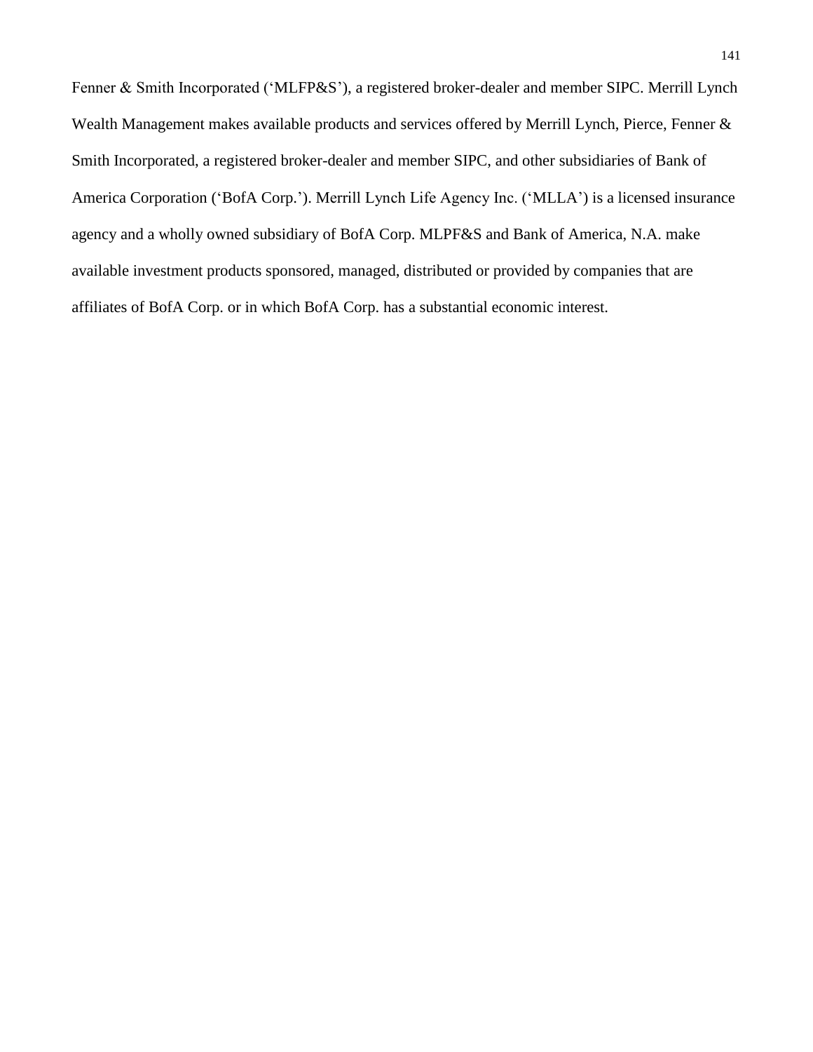Fenner & Smith Incorporated ('MLFP&S'), a registered broker-dealer and member SIPC. Merrill Lynch Wealth Management makes available products and services offered by Merrill Lynch, Pierce, Fenner & Smith Incorporated, a registered broker-dealer and member SIPC, and other subsidiaries of Bank of America Corporation ('BofA Corp.'). Merrill Lynch Life Agency Inc. ('MLLA') is a licensed insurance agency and a wholly owned subsidiary of BofA Corp. MLPF&S and Bank of America, N.A. make available investment products sponsored, managed, distributed or provided by companies that are affiliates of BofA Corp. or in which BofA Corp. has a substantial economic interest.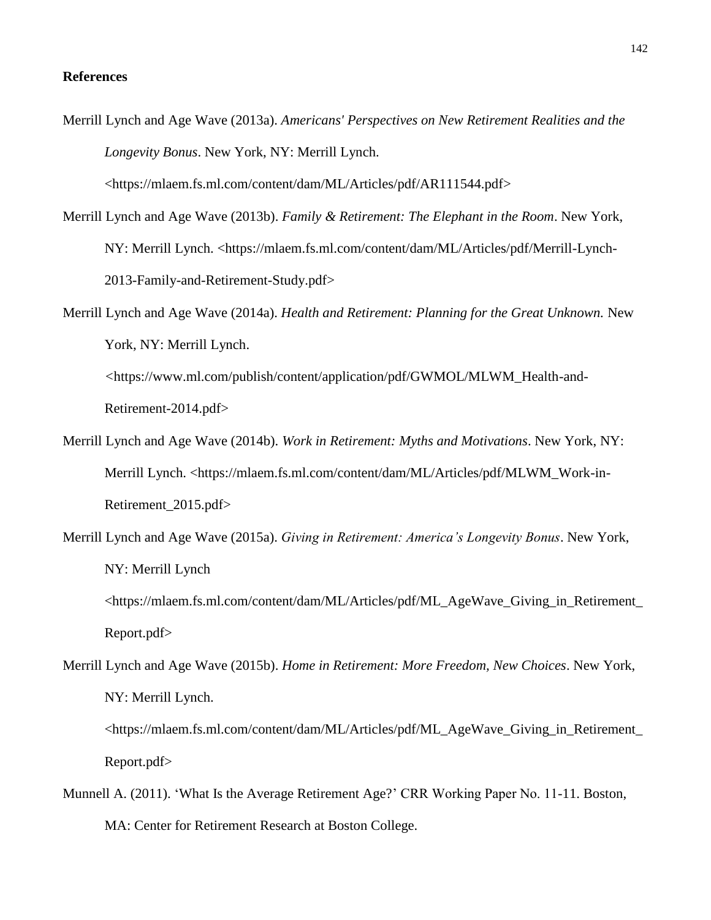**References**

Merrill Lynch and Age Wave (2013a). *Americans' Perspectives on New Retirement Realities and the Longevity Bonus*. New York, NY: Merrill Lynch. <https://mlaem.fs.ml.com/content/dam/ML/Articles/pdf/AR111544.pdf>

Merrill Lynch and Age Wave (2013b). *Family & Retirement: The Elephant in the Room*. New York, NY: Merrill Lynch. <https://mlaem.fs.ml.com/content/dam/ML/Articles/pdf/Merrill-Lynch-2013-Family-and-Retirement-Study.pdf>

Merrill Lynch and Age Wave (2014a). *Health and Retirement: Planning for the Great Unknown.* New York, NY: Merrill Lynch. <https://www.ml.com/publish/content/application/pdf/GWMOL/MLWM_Health-and-Retirement-2014.pdf>

Merrill Lynch and Age Wave (2014b). *Work in Retirement: Myths and Motivations*. New York, NY: Merrill Lynch. <https://mlaem.fs.ml.com/content/dam/ML/Articles/pdf/MLWM_Work-in-Retirement_2015.pdf>

Merrill Lynch and Age Wave (2015a). *Giving in Retirement: America's Longevity Bonus*. New York, NY: Merrill Lynch <https://mlaem.fs.ml.com/content/dam/ML/Articles/pdf/ML_AgeWave_Giving_in_Retirement_Report.pdf>

Merrill Lynch and Age Wave (2015b). *Home in Retirement: More Freedom, New Choices*. New York, NY: Merrill Lynch. <https://mlaem.fs.ml.com/content/dam/ML/Articles/pdf/ML_AgeWave_Giving_in_Retirement_Report.pdf>

Munnell A. (2011). 'What Is the Average Retirement Age?' CRR Working Paper No. 11-11. Boston, MA: Center for Retirement Research at Boston College.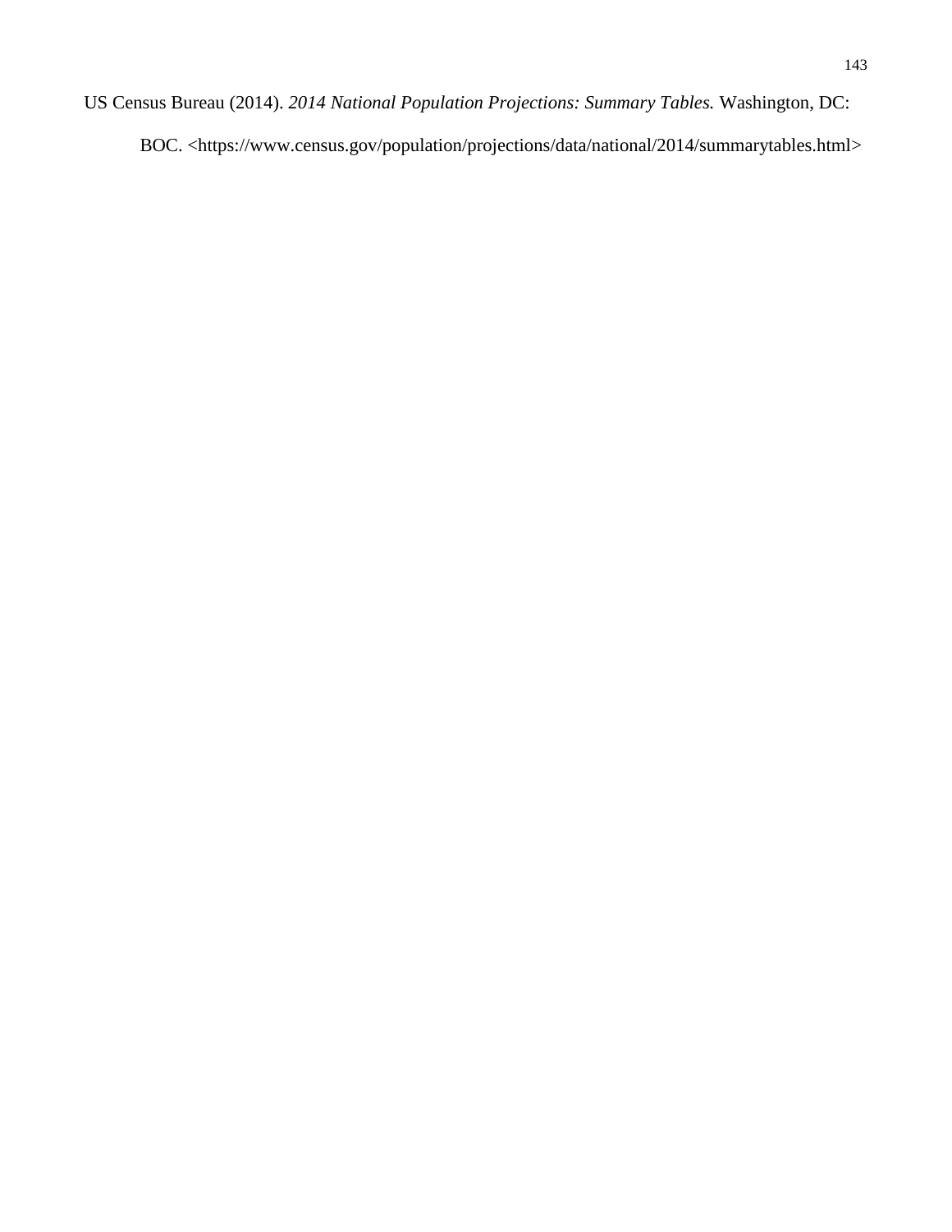US Census Bureau (2014). *2014 National Population Projections: Summary Tables.* Washington, DC: BOC. <https://www.census.gov/population/projections/data/national/2014/summarytables.html>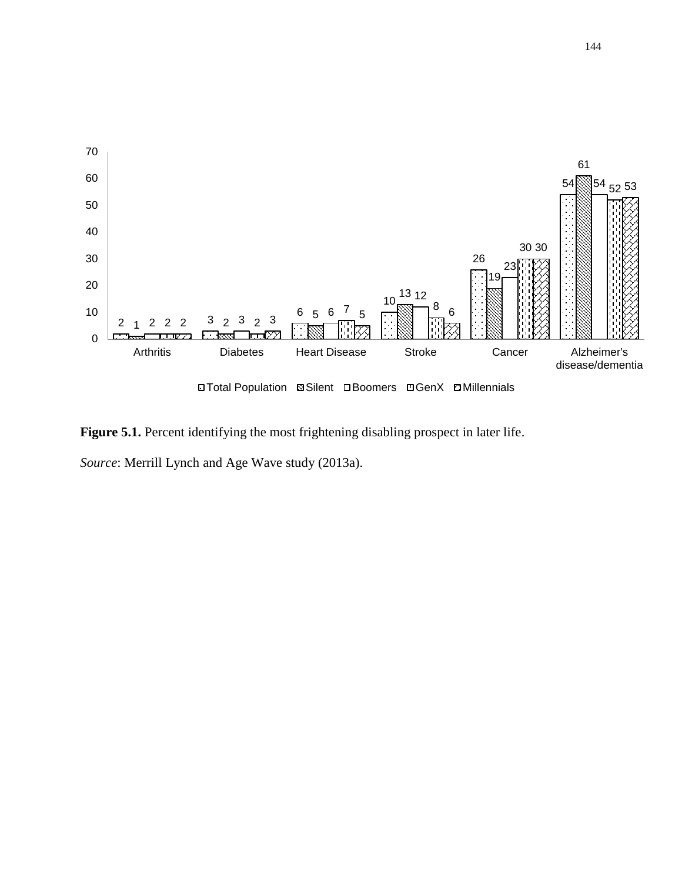| | Total Population | Silent | Boomers | GenX | Millennials |
|---|---|---|---|---|---|
| Arthritis | 2 | 1 | 2 | 2 | 2 |
| Diabetes | 3 | 2 | 3 | 2 | 3 |
| Heart Disease | 6 | 5 | 6 | 7 | 5 |
| Stroke | 10 | 13 | 12 | 8 | 6 |
| Cancer | 26 | 19 | 23 | 30 | 30 |
| Alzheimer's disease/dementia | 54 | 61 | 54 | 52 | 53 |

**Figure 5.1.** Percent identifying the most frightening disabling prospect in later life.

*Source*: Merrill Lynch and Age Wave study (2013a).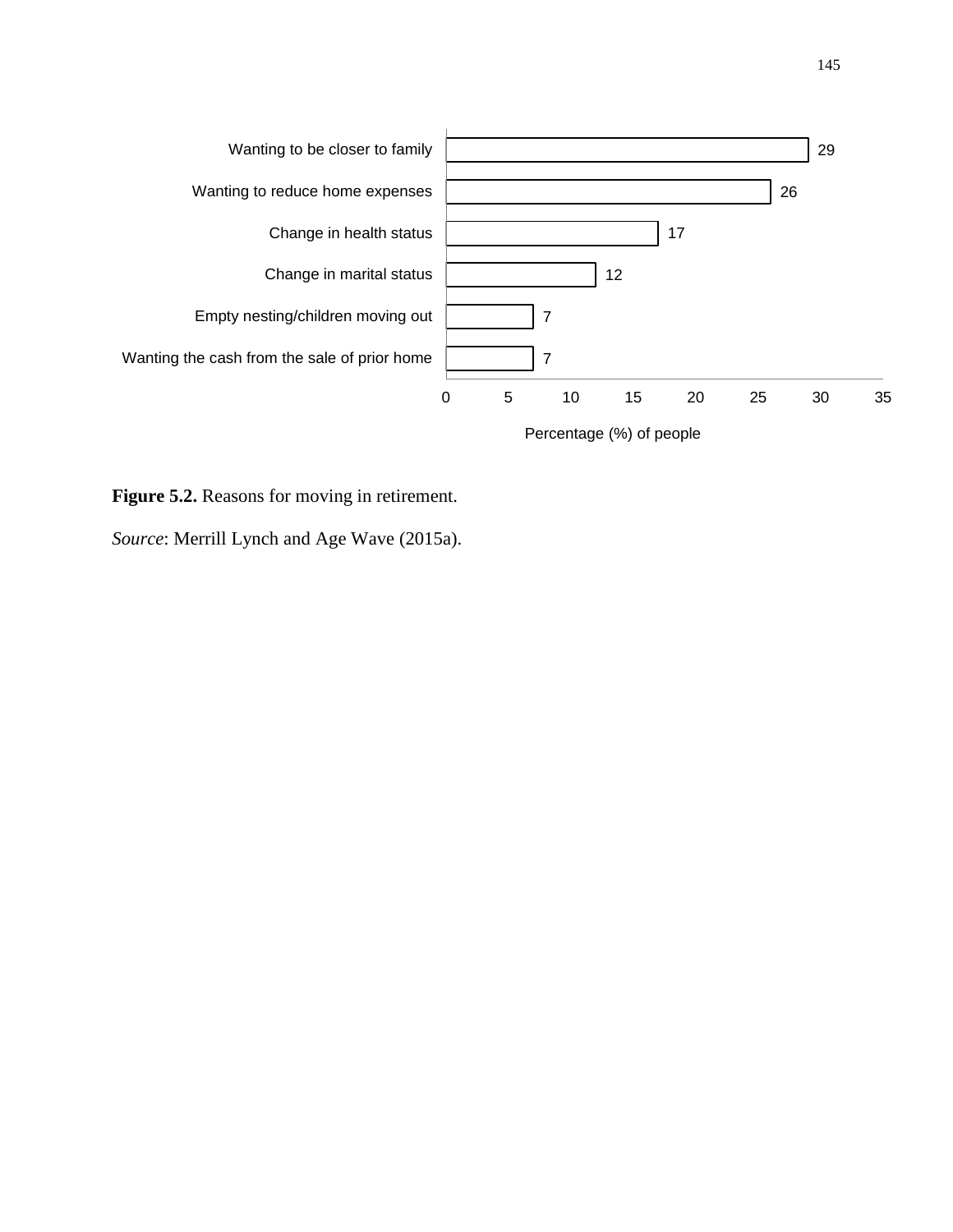| Reason | Percentage (%) of people |
|---|---|
| Wanting to be closer to family | 29 |
| Wanting to reduce home expenses | 26 |
| Change in health status | 17 |
| Change in marital status | 12 |
| Empty nesting/children moving out | 7 |
| Wanting the cash from the sale of prior home | 7 |

**Figure 5.2.** Reasons for moving in retirement.

*Source*: Merrill Lynch and Age Wave (2015a).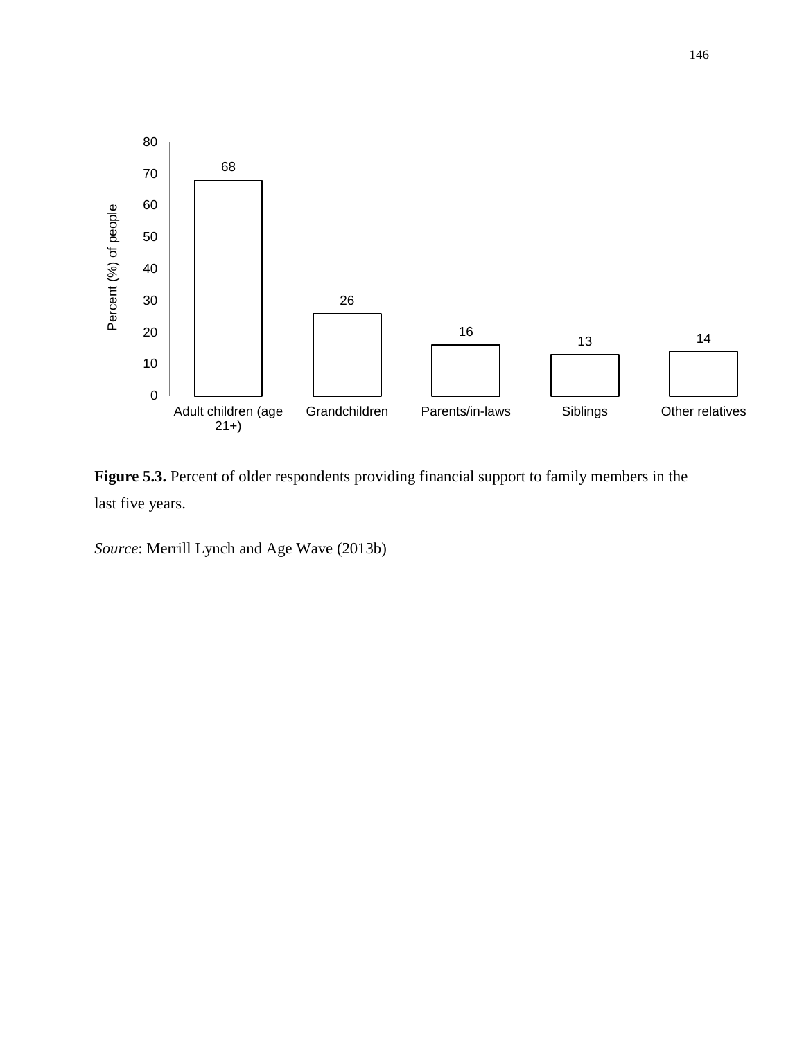| Category | Percent (%) of people |
|---|---|
| Adult children (age 21+) | 68 |
| Grandchildren | 26 |
| Parents/in-laws | 16 |
| Siblings | 13 |
| Other relatives | 14 |

**Figure 5.3.** Percent of older respondents providing financial support to family members in the last five years.

*Source*: Merrill Lynch and Age Wave (2013b)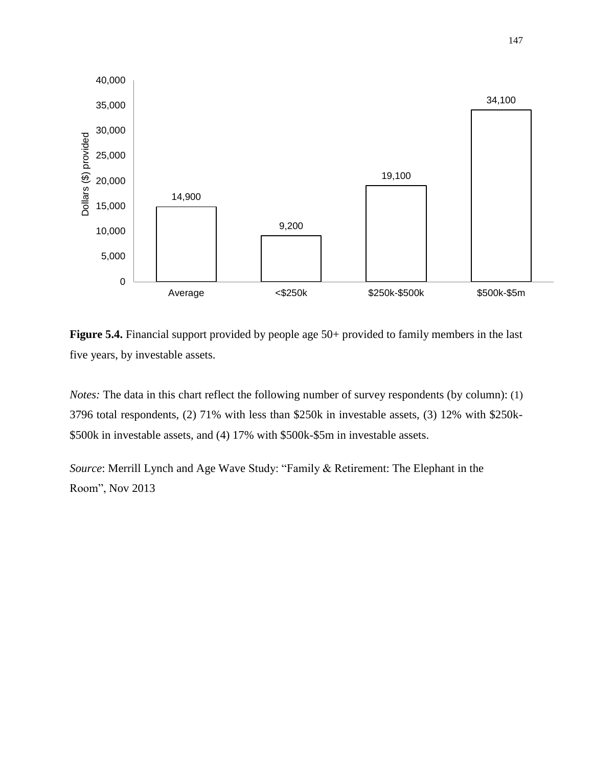**Figure 5.4.** Financial support provided by people age 50+ provided to family members in the last five years, by investable assets.

| Category | Dollars ($) provided |
|---|---|
| Average | 14,900 |
| <$250k | 9,200 |
| $250k-$500k | 19,100 |
| $500k-$5m | 34,100 |

*Notes:* The data in this chart reflect the following number of survey respondents (by column): (1) 3796 total respondents, (2) 71% with less than $250k in investable assets, (3) 12% with $250k-$500k in investable assets, and (4) 17% with $500k-$5m in investable assets.

*Source*: Merrill Lynch and Age Wave Study: “Family & Retirement: The Elephant in the Room”, Nov 2013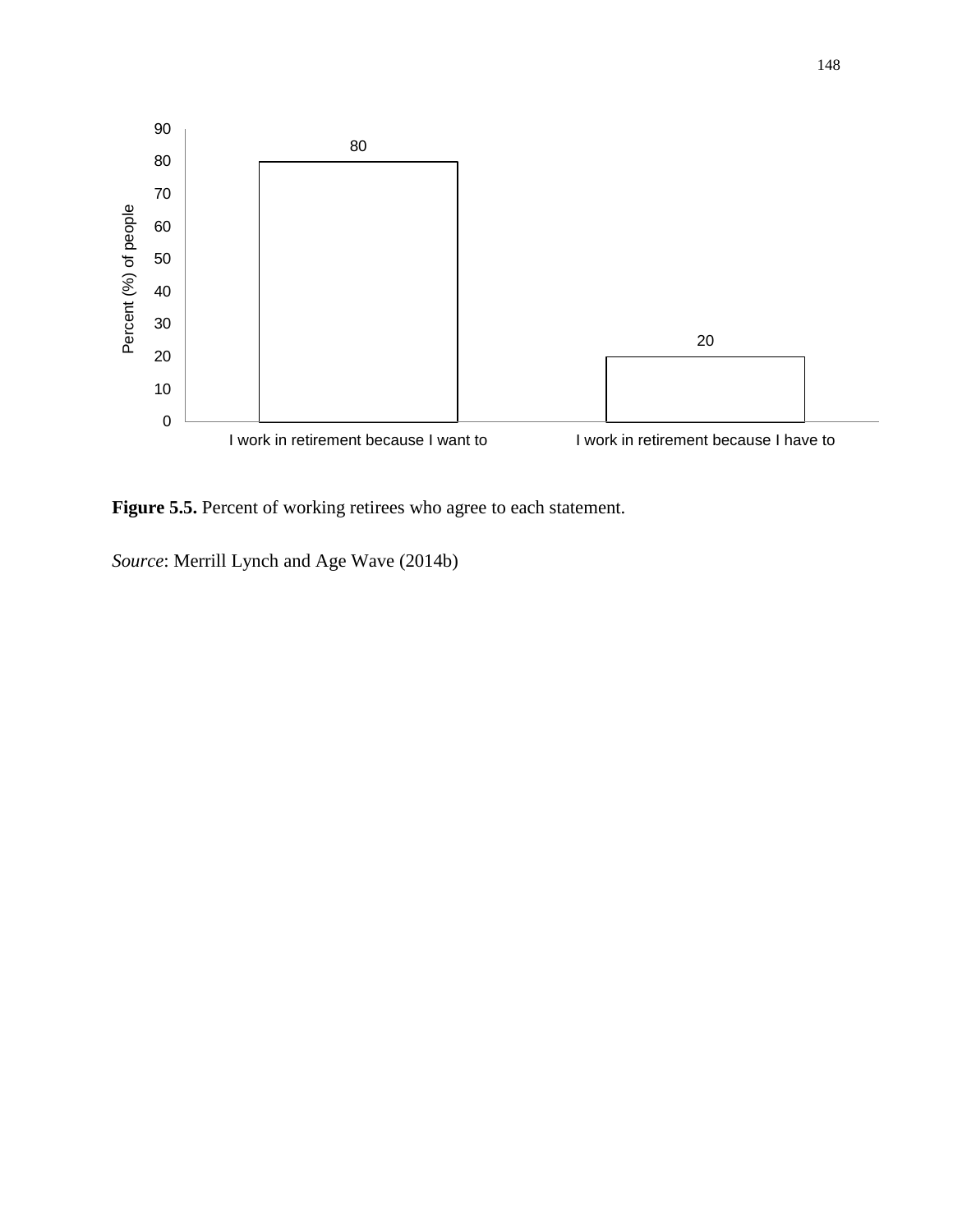| | Percent (%) of people |
|---|---|
| I work in retirement because I want to | 80 |
| I work in retirement because I have to | 20 |

**Figure 5.5.** Percent of working retirees who agree to each statement.

*Source*: Merrill Lynch and Age Wave (2014b)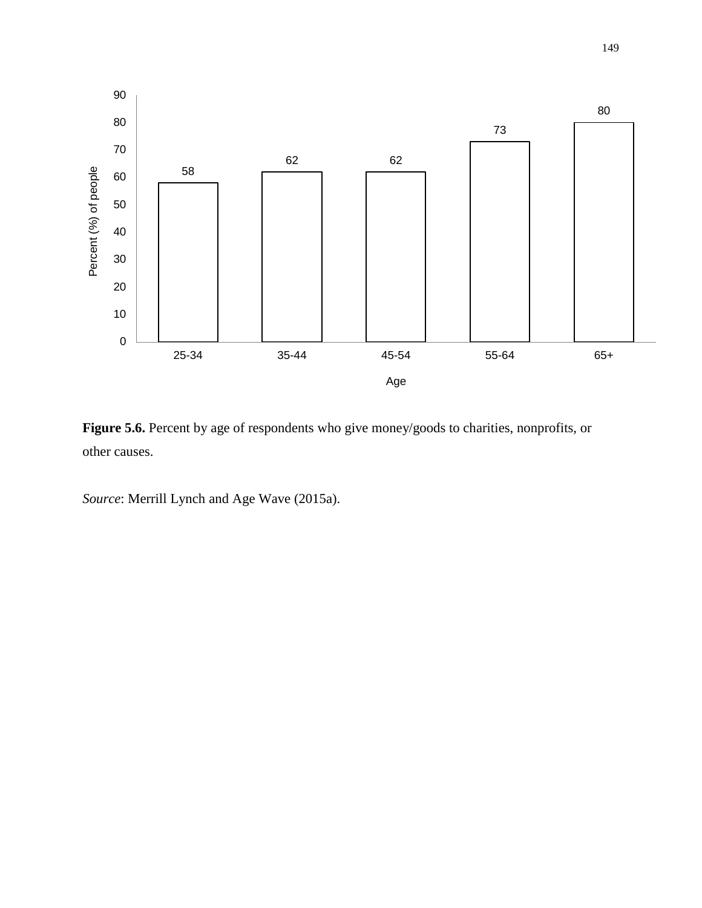90
80
70
60
50
40
30
20
10
0

Percent (%) of people

58
62
62
73
80

25-34
35-44
45-54
55-64
65+

Age

**Figure 5.6.** Percent by age of respondents who give money/goods to charities, nonprofits, or other causes.

*Source*: Merrill Lynch and Age Wave (2015a).